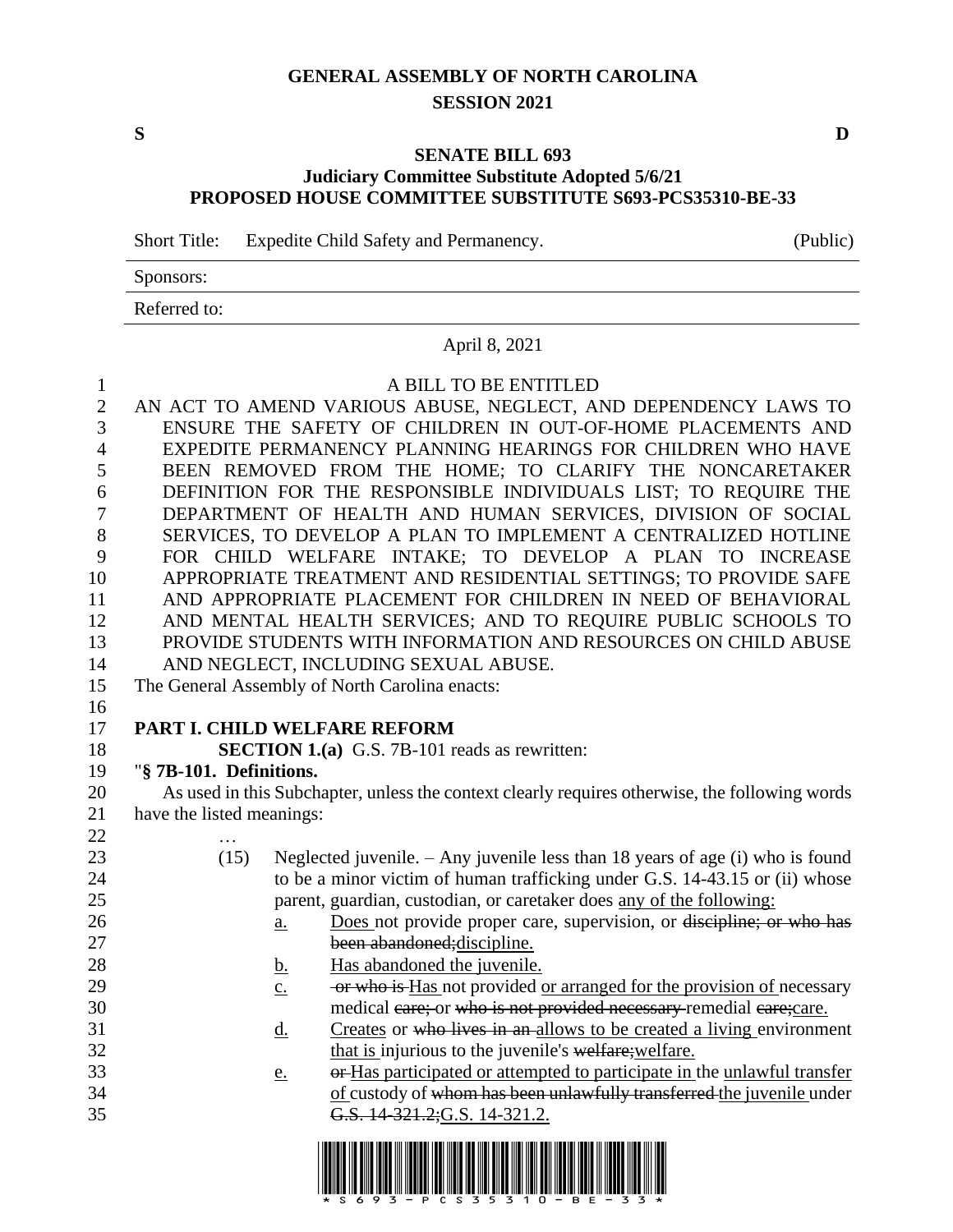**GENERAL ASSEMBLY OF NORTH CAROLINA**
**SESSION 2021**

**S** **D**

**SENATE BILL 693**
**Judiciary Committee Substitute Adopted 5/6/21**
**PROPOSED HOUSE COMMITTEE SUBSTITUTE S693-PCS35310-BE-33**

Short Title: Expedite Child Safety and Permanency. (Public)

Sponsors:

Referred to:

April 8, 2021

A BILL TO BE ENTITLED

AN ACT TO AMEND VARIOUS ABUSE, NEGLECT, AND DEPENDENCY LAWS TO ENSURE THE SAFETY OF CHILDREN IN OUT-OF-HOME PLACEMENTS AND EXPEDITE PERMANENCY PLANNING HEARINGS FOR CHILDREN WHO HAVE BEEN REMOVED FROM THE HOME; TO CLARIFY THE NONCARETAKER DEFINITION FOR THE RESPONSIBLE INDIVIDUALS LIST; TO REQUIRE THE DEPARTMENT OF HEALTH AND HUMAN SERVICES, DIVISION OF SOCIAL SERVICES, TO DEVELOP A PLAN TO IMPLEMENT A CENTRALIZED HOTLINE FOR CHILD WELFARE INTAKE; TO DEVELOP A PLAN TO INCREASE APPROPRIATE TREATMENT AND RESIDENTIAL SETTINGS; TO PROVIDE SAFE AND APPROPRIATE PLACEMENT FOR CHILDREN IN NEED OF BEHAVIORAL AND MENTAL HEALTH SERVICES; AND TO REQUIRE PUBLIC SCHOOLS TO PROVIDE STUDENTS WITH INFORMATION AND RESOURCES ON CHILD ABUSE AND NEGLECT, INCLUDING SEXUAL ABUSE.

The General Assembly of North Carolina enacts:

**PART I. CHILD WELFARE REFORM**

**SECTION 1.(a)** G.S. 7B-101 reads as rewritten:

"**§ 7B-101. Definitions.**

As used in this Subchapter, unless the context clearly requires otherwise, the following words have the listed meanings:

…

(15) Neglected juvenile. – Any juvenile less than 18 years of age (i) who is found to be a minor victim of human trafficking under G.S. 14-43.15 or (ii) whose parent, guardian, custodian, or caretaker does <u>any of the following:</u>

a. <u>Does</u> not provide proper care, supervision, or ~~discipline; or who has been abandoned;~~<u>discipline.</u>

b. <u>Has abandoned the juvenile.</u>

c. ~~or who is~~ <u>Has</u> not provided <u>or arranged for the provision of</u> necessary medical ~~care; or who is not provided necessary~~ remedial ~~care;~~<u>care.</u>

d. <u>Creates</u> or ~~who lives in an~~ <u>allows to be created a living</u> environment <u>that is</u> injurious to the juvenile's ~~welfare;~~<u>welfare.</u>

e. ~~or~~ <u>Has participated or attempted to participate in</u> the <u>unlawful transfer of</u> custody of ~~whom has been unlawfully transferred~~ <u>the juvenile</u> under ~~G.S. 14-321.2;~~<u>G.S. 14-321.2.</u>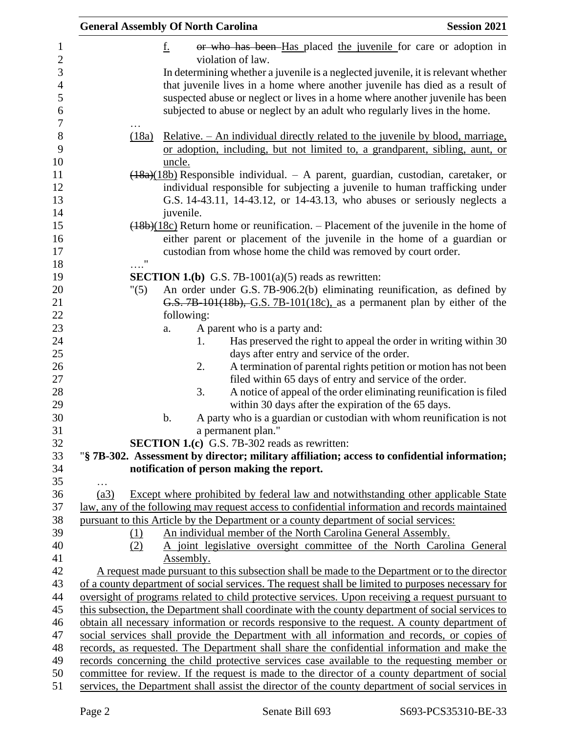f. ~~or who has been~~ Has placed the juvenile for care or adoption in violation of law.

In determining whether a juvenile is a neglected juvenile, it is relevant whether that juvenile lives in a home where another juvenile has died as a result of suspected abuse or neglect or lives in a home where another juvenile has been subjected to abuse or neglect by an adult who regularly lives in the home.

…

(18a) Relative. – An individual directly related to the juvenile by blood, marriage, or adoption, including, but not limited to, a grandparent, sibling, aunt, or uncle.

~~(18a)~~(18b) Responsible individual. – A parent, guardian, custodian, caretaker, or individual responsible for subjecting a juvenile to human trafficking under G.S. 14-43.11, 14-43.12, or 14-43.13, who abuses or seriously neglects a juvenile.

~~(18b)~~(18c) Return home or reunification. – Placement of the juvenile in the home of either parent or placement of the juvenile in the home of a guardian or custodian from whose home the child was removed by court order.

…."

**SECTION 1.(b)** G.S. 7B-1001(a)(5) reads as rewritten:

"(5) An order under G.S. 7B-906.2(b) eliminating reunification, as defined by ~~G.S. 7B-101(18b),~~ G.S. 7B-101(18c), as a permanent plan by either of the following:

a. A parent who is a party and:

1. Has preserved the right to appeal the order in writing within 30 days after entry and service of the order.
2. A termination of parental rights petition or motion has not been filed within 65 days of entry and service of the order.
3. A notice of appeal of the order eliminating reunification is filed within 30 days after the expiration of the 65 days.

b. A party who is a guardian or custodian with whom reunification is not a permanent plan."

**SECTION 1.(c)** G.S. 7B-302 reads as rewritten:

"**§ 7B-302. Assessment by director; military affiliation; access to confidential information; notification of person making the report.**

…

(a3) Except where prohibited by federal law and notwithstanding other applicable State law, any of the following may request access to confidential information and records maintained pursuant to this Article by the Department or a county department of social services:

(1) An individual member of the North Carolina General Assembly.

(2) A joint legislative oversight committee of the North Carolina General Assembly.

A request made pursuant to this subsection shall be made to the Department or to the director of a county department of social services. The request shall be limited to purposes necessary for oversight of programs related to child protective services. Upon receiving a request pursuant to this subsection, the Department shall coordinate with the county department of social services to obtain all necessary information or records responsive to the request. A county department of social services shall provide the Department with all information and records, or copies of records, as requested. The Department shall share the confidential information and make the records concerning the child protective services case available to the requesting member or committee for review. If the request is made to the director of a county department of social services, the Department shall assist the director of the county department of social services in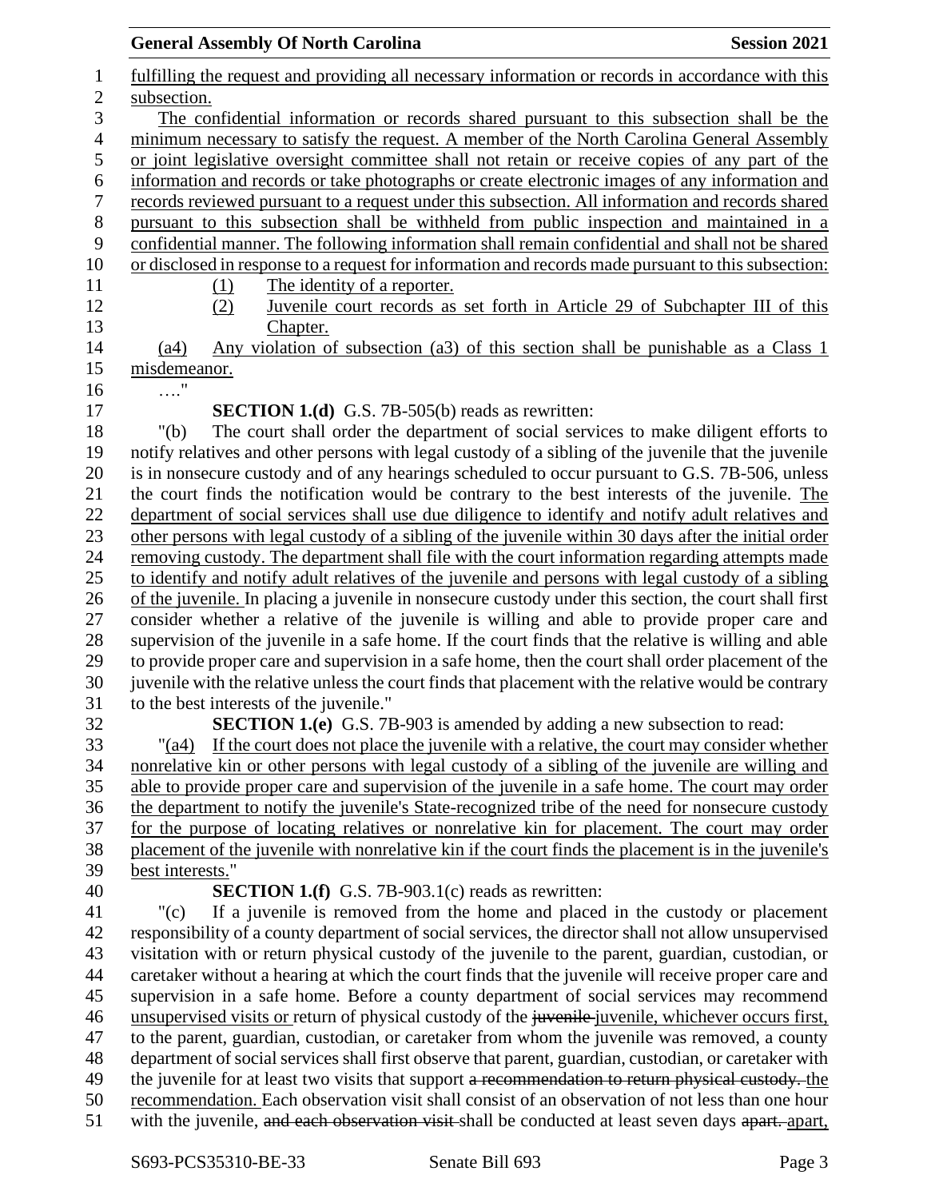fulfilling the request and providing all necessary information or records in accordance with this subsection.

The confidential information or records shared pursuant to this subsection shall be the minimum necessary to satisfy the request. A member of the North Carolina General Assembly or joint legislative oversight committee shall not retain or receive copies of any part of the information and records or take photographs or create electronic images of any information and records reviewed pursuant to a request under this subsection. All information and records shared pursuant to this subsection shall be withheld from public inspection and maintained in a confidential manner. The following information shall remain confidential and shall not be shared or disclosed in response to a request for information and records made pursuant to this subsection:

(1) The identity of a reporter.

(2) Juvenile court records as set forth in Article 29 of Subchapter III of this Chapter.

(a4) Any violation of subsection (a3) of this section shall be punishable as a Class 1 misdemeanor.

…."

**SECTION 1.(d)** G.S. 7B-505(b) reads as rewritten:

"(b) The court shall order the department of social services to make diligent efforts to notify relatives and other persons with legal custody of a sibling of the juvenile that the juvenile is in nonsecure custody and of any hearings scheduled to occur pursuant to G.S. 7B-506, unless the court finds the notification would be contrary to the best interests of the juvenile. The department of social services shall use due diligence to identify and notify adult relatives and other persons with legal custody of a sibling of the juvenile within 30 days after the initial order removing custody. The department shall file with the court information regarding attempts made to identify and notify adult relatives of the juvenile and persons with legal custody of a sibling of the juvenile. In placing a juvenile in nonsecure custody under this section, the court shall first consider whether a relative of the juvenile is willing and able to provide proper care and supervision of the juvenile in a safe home. If the court finds that the relative is willing and able to provide proper care and supervision in a safe home, then the court shall order placement of the juvenile with the relative unless the court finds that placement with the relative would be contrary to the best interests of the juvenile."

**SECTION 1.(e)** G.S. 7B-903 is amended by adding a new subsection to read:

"(a4) If the court does not place the juvenile with a relative, the court may consider whether nonrelative kin or other persons with legal custody of a sibling of the juvenile are willing and able to provide proper care and supervision of the juvenile in a safe home. The court may order the department to notify the juvenile's State-recognized tribe of the need for nonsecure custody for the purpose of locating relatives or nonrelative kin for placement. The court may order placement of the juvenile with nonrelative kin if the court finds the placement is in the juvenile's best interests."

**SECTION 1.(f)** G.S. 7B-903.1(c) reads as rewritten:

"(c) If a juvenile is removed from the home and placed in the custody or placement responsibility of a county department of social services, the director shall not allow unsupervised visitation with or return physical custody of the juvenile to the parent, guardian, custodian, or caretaker without a hearing at which the court finds that the juvenile will receive proper care and supervision in a safe home. Before a county department of social services may recommend unsupervised visits or return of physical custody of the ~~juvenile~~ juvenile, whichever occurs first, to the parent, guardian, custodian, or caretaker from whom the juvenile was removed, a county department of social services shall first observe that parent, guardian, custodian, or caretaker with the juvenile for at least two visits that support ~~a recommendation to return physical custody.~~ the recommendation. Each observation visit shall consist of an observation of not less than one hour with the juvenile, ~~and each observation visit~~ shall be conducted at least seven days ~~apart.~~ apart,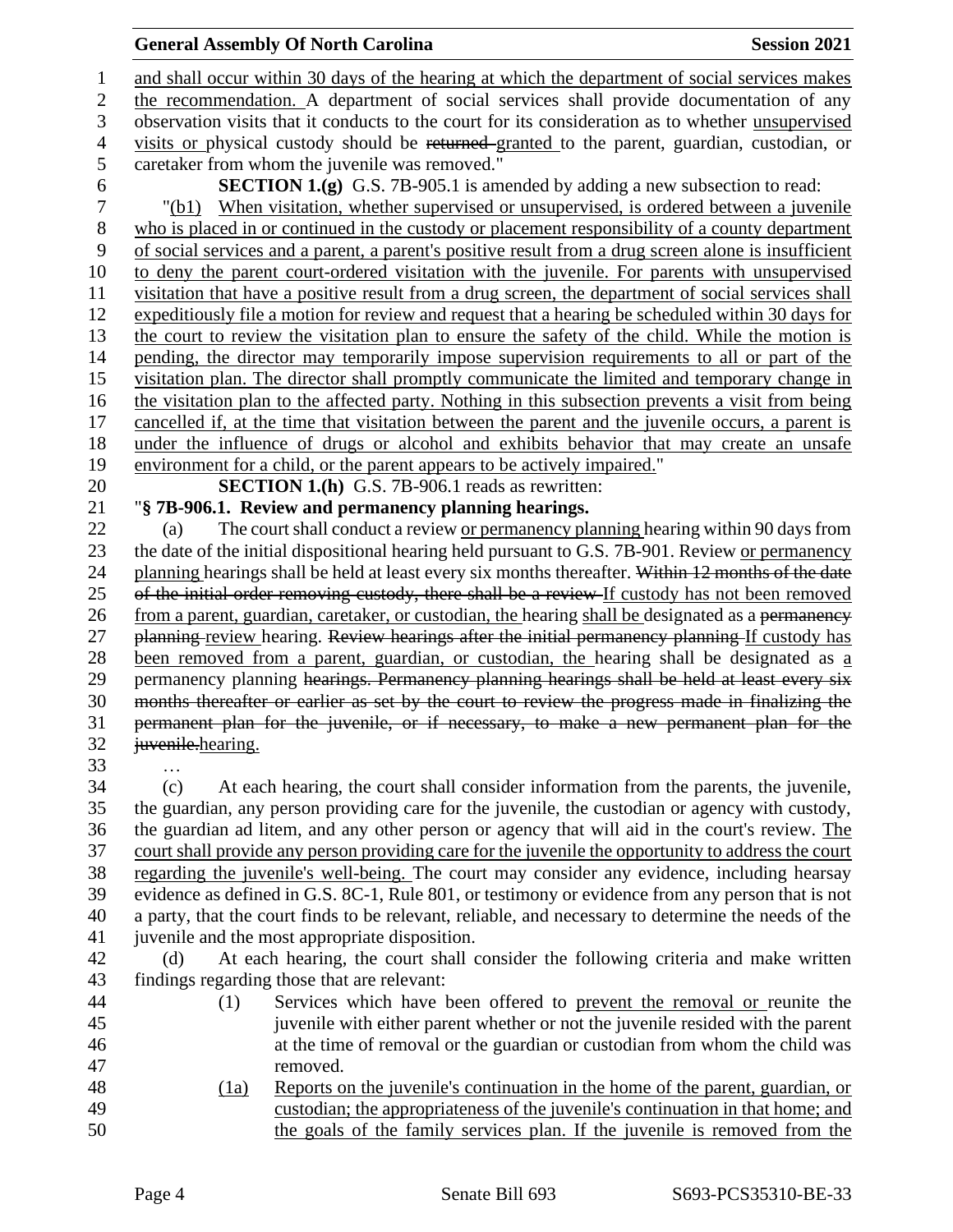and shall occur within 30 days of the hearing at which the department of social services makes the recommendation. A department of social services shall provide documentation of any observation visits that it conducts to the court for its consideration as to whether unsupervised visits or physical custody should be ~~returned~~ granted to the parent, guardian, custodian, or caretaker from whom the juvenile was removed."

**SECTION 1.(g)** G.S. 7B-905.1 is amended by adding a new subsection to read:

"(b1) When visitation, whether supervised or unsupervised, is ordered between a juvenile who is placed in or continued in the custody or placement responsibility of a county department of social services and a parent, a parent's positive result from a drug screen alone is insufficient to deny the parent court-ordered visitation with the juvenile. For parents with unsupervised visitation that have a positive result from a drug screen, the department of social services shall expeditiously file a motion for review and request that a hearing be scheduled within 30 days for the court to review the visitation plan to ensure the safety of the child. While the motion is pending, the director may temporarily impose supervision requirements to all or part of the visitation plan. The director shall promptly communicate the limited and temporary change in the visitation plan to the affected party. Nothing in this subsection prevents a visit from being cancelled if, at the time that visitation between the parent and the juvenile occurs, a parent is under the influence of drugs or alcohol and exhibits behavior that may create an unsafe environment for a child, or the parent appears to be actively impaired."

**SECTION 1.(h)** G.S. 7B-906.1 reads as rewritten:

"**§ 7B-906.1. Review and permanency planning hearings.**

(a) The court shall conduct a review or permanency planning hearing within 90 days from the date of the initial dispositional hearing held pursuant to G.S. 7B-901. Review or permanency planning hearings shall be held at least every six months thereafter. ~~Within 12 months of the date of the initial order removing custody, there shall be a review~~ If custody has not been removed from a parent, guardian, caretaker, or custodian, the hearing shall be designated as a ~~permanency planning~~ review hearing. ~~Review hearings after the initial permanency planning~~ If custody has been removed from a parent, guardian, or custodian, the hearing shall be designated as a permanency planning ~~hearings. Permanency planning hearings shall be held at least every six months thereafter or earlier as set by the court to review the progress made in finalizing the permanent plan for the juvenile, or if necessary, to make a new permanent plan for the juvenile.~~hearing.

…

(c) At each hearing, the court shall consider information from the parents, the juvenile, the guardian, any person providing care for the juvenile, the custodian or agency with custody, the guardian ad litem, and any other person or agency that will aid in the court's review. The court shall provide any person providing care for the juvenile the opportunity to address the court regarding the juvenile's well-being. The court may consider any evidence, including hearsay evidence as defined in G.S. 8C-1, Rule 801, or testimony or evidence from any person that is not a party, that the court finds to be relevant, reliable, and necessary to determine the needs of the juvenile and the most appropriate disposition.

(d) At each hearing, the court shall consider the following criteria and make written findings regarding those that are relevant:

(1) Services which have been offered to prevent the removal or reunite the juvenile with either parent whether or not the juvenile resided with the parent at the time of removal or the guardian or custodian from whom the child was removed.

(1a) Reports on the juvenile's continuation in the home of the parent, guardian, or custodian; the appropriateness of the juvenile's continuation in that home; and the goals of the family services plan. If the juvenile is removed from the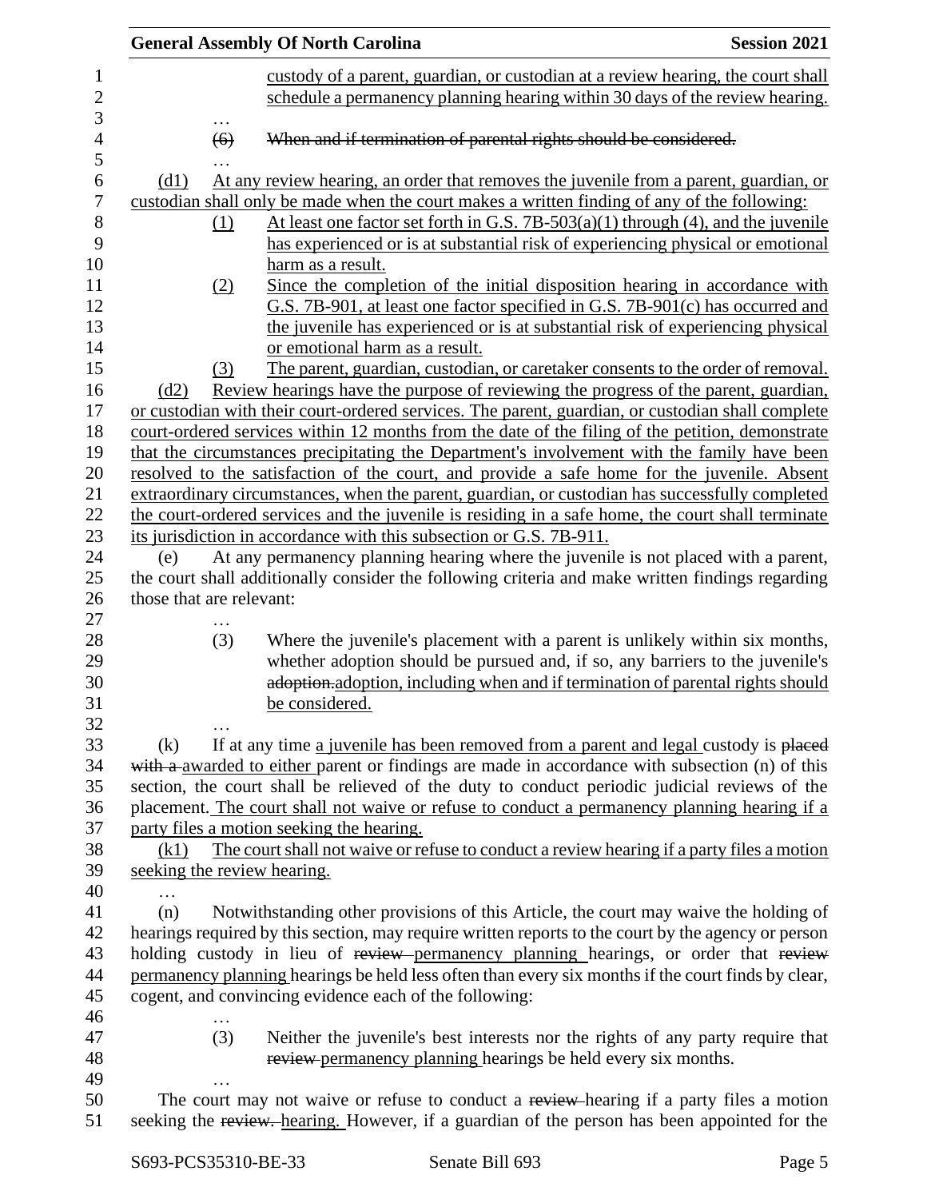custody of a parent, guardian, or custodian at a review hearing, the court shall schedule a permanency planning hearing within 30 days of the review hearing.

…

~~(6) When and if termination of parental rights should be considered.~~

…

(d1) At any review hearing, an order that removes the juvenile from a parent, guardian, or custodian shall only be made when the court makes a written finding of any of the following:

(1) At least one factor set forth in G.S. 7B-503(a)(1) through (4), and the juvenile has experienced or is at substantial risk of experiencing physical or emotional harm as a result.

(2) Since the completion of the initial disposition hearing in accordance with G.S. 7B-901, at least one factor specified in G.S. 7B-901(c) has occurred and the juvenile has experienced or is at substantial risk of experiencing physical or emotional harm as a result.

(3) The parent, guardian, custodian, or caretaker consents to the order of removal.

(d2) Review hearings have the purpose of reviewing the progress of the parent, guardian, or custodian with their court-ordered services. The parent, guardian, or custodian shall complete court-ordered services within 12 months from the date of the filing of the petition, demonstrate that the circumstances precipitating the Department's involvement with the family have been resolved to the satisfaction of the court, and provide a safe home for the juvenile. Absent extraordinary circumstances, when the parent, guardian, or custodian has successfully completed the court-ordered services and the juvenile is residing in a safe home, the court shall terminate its jurisdiction in accordance with this subsection or G.S. 7B-911.

(e) At any permanency planning hearing where the juvenile is not placed with a parent, the court shall additionally consider the following criteria and make written findings regarding those that are relevant:

…

(3) Where the juvenile's placement with a parent is unlikely within six months, whether adoption should be pursued and, if so, any barriers to the juvenile's ~~adoption.~~adoption, including when and if termination of parental rights should be considered.

…

(k) If at any time a juvenile has been removed from a parent and legal custody is ~~placed with a~~ awarded to either parent or findings are made in accordance with subsection (n) of this section, the court shall be relieved of the duty to conduct periodic judicial reviews of the placement. The court shall not waive or refuse to conduct a permanency planning hearing if a party files a motion seeking the hearing.

(k1) The court shall not waive or refuse to conduct a review hearing if a party files a motion seeking the review hearing.

…

(n) Notwithstanding other provisions of this Article, the court may waive the holding of hearings required by this section, may require written reports to the court by the agency or person holding custody in lieu of ~~review~~ permanency planning hearings, or order that ~~review~~ permanency planning hearings be held less often than every six months if the court finds by clear, cogent, and convincing evidence each of the following:

…

(3) Neither the juvenile's best interests nor the rights of any party require that ~~review~~ permanency planning hearings be held every six months.

…

The court may not waive or refuse to conduct a ~~review~~ hearing if a party files a motion seeking the ~~review.~~ hearing. However, if a guardian of the person has been appointed for the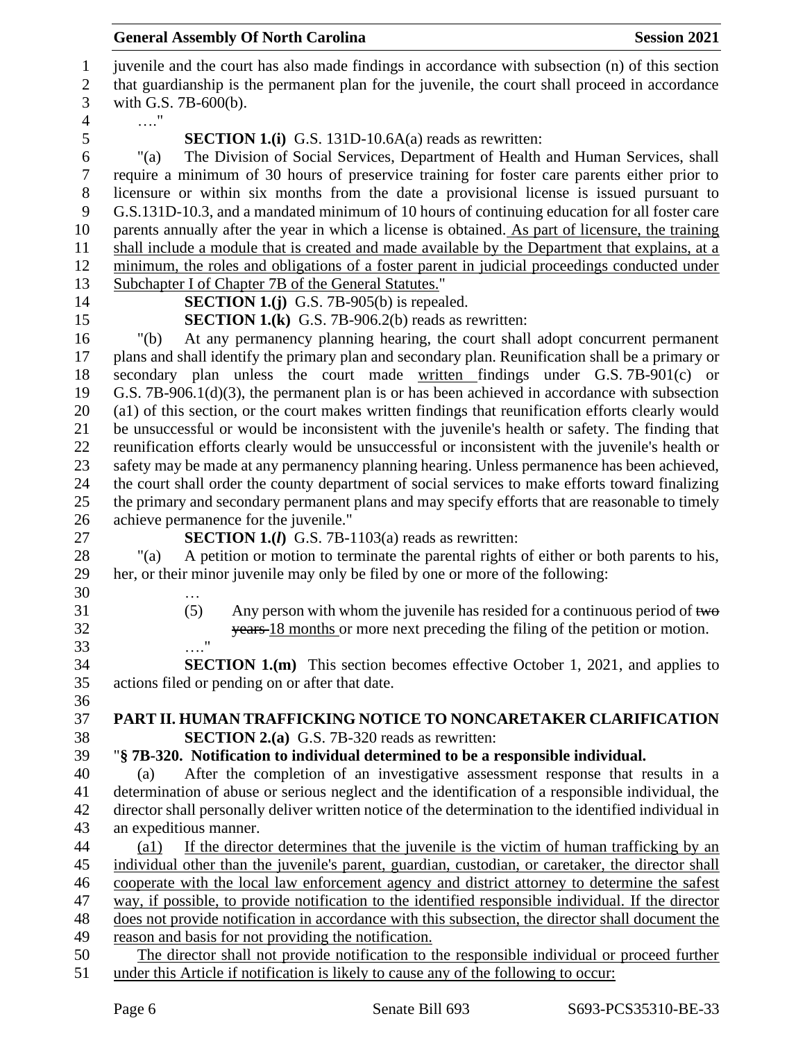juvenile and the court has also made findings in accordance with subsection (n) of this section that guardianship is the permanent plan for the juvenile, the court shall proceed in accordance with G.S. 7B-600(b).

…."

**SECTION 1.(i)** G.S. 131D-10.6A(a) reads as rewritten:

"(a) The Division of Social Services, Department of Health and Human Services, shall require a minimum of 30 hours of preservice training for foster care parents either prior to licensure or within six months from the date a provisional license is issued pursuant to G.S.131D-10.3, and a mandated minimum of 10 hours of continuing education for all foster care parents annually after the year in which a license is obtained. <u>As part of licensure, the training shall include a module that is created and made available by the Department that explains, at a minimum, the roles and obligations of a foster parent in judicial proceedings conducted under Subchapter I of Chapter 7B of the General Statutes.</u>"

**SECTION 1.(j)** G.S. 7B-905(b) is repealed.

**SECTION 1.(k)** G.S. 7B-906.2(b) reads as rewritten:

"(b) At any permanency planning hearing, the court shall adopt concurrent permanent plans and shall identify the primary plan and secondary plan. Reunification shall be a primary or secondary plan unless the court made <u>written</u> findings under G.S. 7B-901(c) or G.S. 7B-906.1(d)(3), the permanent plan is or has been achieved in accordance with subsection (a1) of this section, or the court makes written findings that reunification efforts clearly would be unsuccessful or would be inconsistent with the juvenile's health or safety. The finding that reunification efforts clearly would be unsuccessful or inconsistent with the juvenile's health or safety may be made at any permanency planning hearing. Unless permanence has been achieved, the court shall order the county department of social services to make efforts toward finalizing the primary and secondary permanent plans and may specify efforts that are reasonable to timely achieve permanence for the juvenile."

**SECTION 1.(*l*)** G.S. 7B-1103(a) reads as rewritten:

"(a) A petition or motion to terminate the parental rights of either or both parents to his, her, or their minor juvenile may only be filed by one or more of the following:

…

(5) Any person with whom the juvenile has resided for a continuous period of ~~two years~~ <u>18 months</u> or more next preceding the filing of the petition or motion.

…."

**SECTION 1.(m)** This section becomes effective October 1, 2021, and applies to actions filed or pending on or after that date.

## PART II. HUMAN TRAFFICKING NOTICE TO NONCARETAKER CLARIFICATION

**SECTION 2.(a)** G.S. 7B-320 reads as rewritten:

"**§ 7B-320. Notification to individual determined to be a responsible individual.**

(a) After the completion of an investigative assessment response that results in a determination of abuse or serious neglect and the identification of a responsible individual, the director shall personally deliver written notice of the determination to the identified individual in an expeditious manner.

<u>(a1) If the director determines that the juvenile is the victim of human trafficking by an individual other than the juvenile's parent, guardian, custodian, or caretaker, the director shall cooperate with the local law enforcement agency and district attorney to determine the safest way, if possible, to provide notification to the identified responsible individual. If the director does not provide notification in accordance with this subsection, the director shall document the reason and basis for not providing the notification.</u>

<u>The director shall not provide notification to the responsible individual or proceed further under this Article if notification is likely to cause any of the following to occur:</u>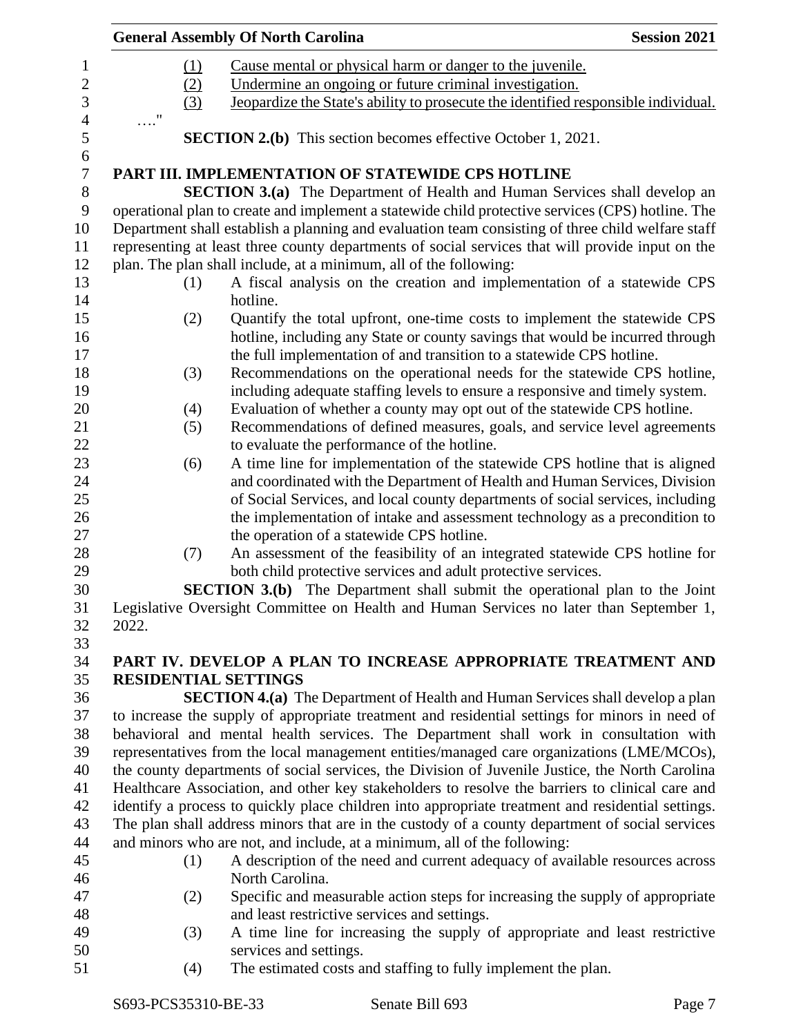(1) Cause mental or physical harm or danger to the juvenile.
(2) Undermine an ongoing or future criminal investigation.
(3) Jeopardize the State's ability to prosecute the identified responsible individual.

…."

**SECTION 2.(b)** This section becomes effective October 1, 2021.

**PART III. IMPLEMENTATION OF STATEWIDE CPS HOTLINE**

**SECTION 3.(a)** The Department of Health and Human Services shall develop an operational plan to create and implement a statewide child protective services (CPS) hotline. The Department shall establish a planning and evaluation team consisting of three child welfare staff representing at least three county departments of social services that will provide input on the plan. The plan shall include, at a minimum, all of the following:

(1) A fiscal analysis on the creation and implementation of a statewide CPS hotline.
(2) Quantify the total upfront, one-time costs to implement the statewide CPS hotline, including any State or county savings that would be incurred through the full implementation of and transition to a statewide CPS hotline.
(3) Recommendations on the operational needs for the statewide CPS hotline, including adequate staffing levels to ensure a responsive and timely system.
(4) Evaluation of whether a county may opt out of the statewide CPS hotline.
(5) Recommendations of defined measures, goals, and service level agreements to evaluate the performance of the hotline.
(6) A time line for implementation of the statewide CPS hotline that is aligned and coordinated with the Department of Health and Human Services, Division of Social Services, and local county departments of social services, including the implementation of intake and assessment technology as a precondition to the operation of a statewide CPS hotline.
(7) An assessment of the feasibility of an integrated statewide CPS hotline for both child protective services and adult protective services.

**SECTION 3.(b)** The Department shall submit the operational plan to the Joint Legislative Oversight Committee on Health and Human Services no later than September 1, 2022.

**PART IV. DEVELOP A PLAN TO INCREASE APPROPRIATE TREATMENT AND RESIDENTIAL SETTINGS**

**SECTION 4.(a)** The Department of Health and Human Services shall develop a plan to increase the supply of appropriate treatment and residential settings for minors in need of behavioral and mental health services. The Department shall work in consultation with representatives from the local management entities/managed care organizations (LME/MCOs), the county departments of social services, the Division of Juvenile Justice, the North Carolina Healthcare Association, and other key stakeholders to resolve the barriers to clinical care and identify a process to quickly place children into appropriate treatment and residential settings. The plan shall address minors that are in the custody of a county department of social services and minors who are not, and include, at a minimum, all of the following:

(1) A description of the need and current adequacy of available resources across North Carolina.
(2) Specific and measurable action steps for increasing the supply of appropriate and least restrictive services and settings.
(3) A time line for increasing the supply of appropriate and least restrictive services and settings.
(4) The estimated costs and staffing to fully implement the plan.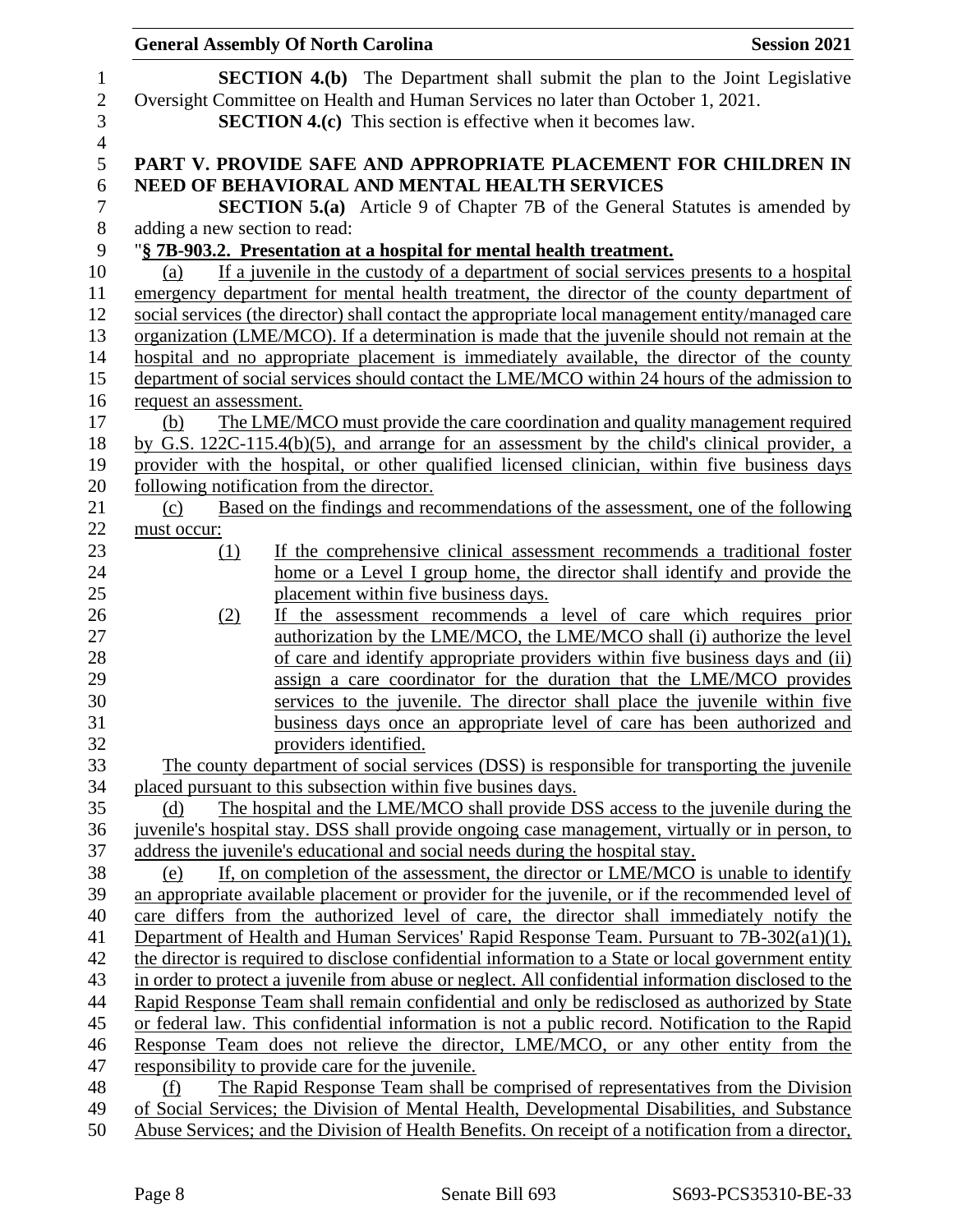**SECTION 4.(b)** The Department shall submit the plan to the Joint Legislative Oversight Committee on Health and Human Services no later than October 1, 2021.

**SECTION 4.(c)** This section is effective when it becomes law.

**PART V. PROVIDE SAFE AND APPROPRIATE PLACEMENT FOR CHILDREN IN NEED OF BEHAVIORAL AND MENTAL HEALTH SERVICES**

**SECTION 5.(a)** Article 9 of Chapter 7B of the General Statutes is amended by adding a new section to read:

"**§ 7B-903.2. Presentation at a hospital for mental health treatment.**

(a) If a juvenile in the custody of a department of social services presents to a hospital emergency department for mental health treatment, the director of the county department of social services (the director) shall contact the appropriate local management entity/managed care organization (LME/MCO). If a determination is made that the juvenile should not remain at the hospital and no appropriate placement is immediately available, the director of the county department of social services should contact the LME/MCO within 24 hours of the admission to request an assessment.

(b) The LME/MCO must provide the care coordination and quality management required by G.S. 122C-115.4(b)(5), and arrange for an assessment by the child's clinical provider, a provider with the hospital, or other qualified licensed clinician, within five business days following notification from the director.

(c) Based on the findings and recommendations of the assessment, one of the following must occur:

(1) If the comprehensive clinical assessment recommends a traditional foster home or a Level I group home, the director shall identify and provide the placement within five business days.

(2) If the assessment recommends a level of care which requires prior authorization by the LME/MCO, the LME/MCO shall (i) authorize the level of care and identify appropriate providers within five business days and (ii) assign a care coordinator for the duration that the LME/MCO provides services to the juvenile. The director shall place the juvenile within five business days once an appropriate level of care has been authorized and providers identified.

The county department of social services (DSS) is responsible for transporting the juvenile placed pursuant to this subsection within five busines days.

(d) The hospital and the LME/MCO shall provide DSS access to the juvenile during the juvenile's hospital stay. DSS shall provide ongoing case management, virtually or in person, to address the juvenile's educational and social needs during the hospital stay.

(e) If, on completion of the assessment, the director or LME/MCO is unable to identify an appropriate available placement or provider for the juvenile, or if the recommended level of care differs from the authorized level of care, the director shall immediately notify the Department of Health and Human Services' Rapid Response Team. Pursuant to 7B-302(a1)(1), the director is required to disclose confidential information to a State or local government entity in order to protect a juvenile from abuse or neglect. All confidential information disclosed to the Rapid Response Team shall remain confidential and only be redisclosed as authorized by State or federal law. This confidential information is not a public record. Notification to the Rapid Response Team does not relieve the director, LME/MCO, or any other entity from the responsibility to provide care for the juvenile.

(f) The Rapid Response Team shall be comprised of representatives from the Division of Social Services; the Division of Mental Health, Developmental Disabilities, and Substance Abuse Services; and the Division of Health Benefits. On receipt of a notification from a director,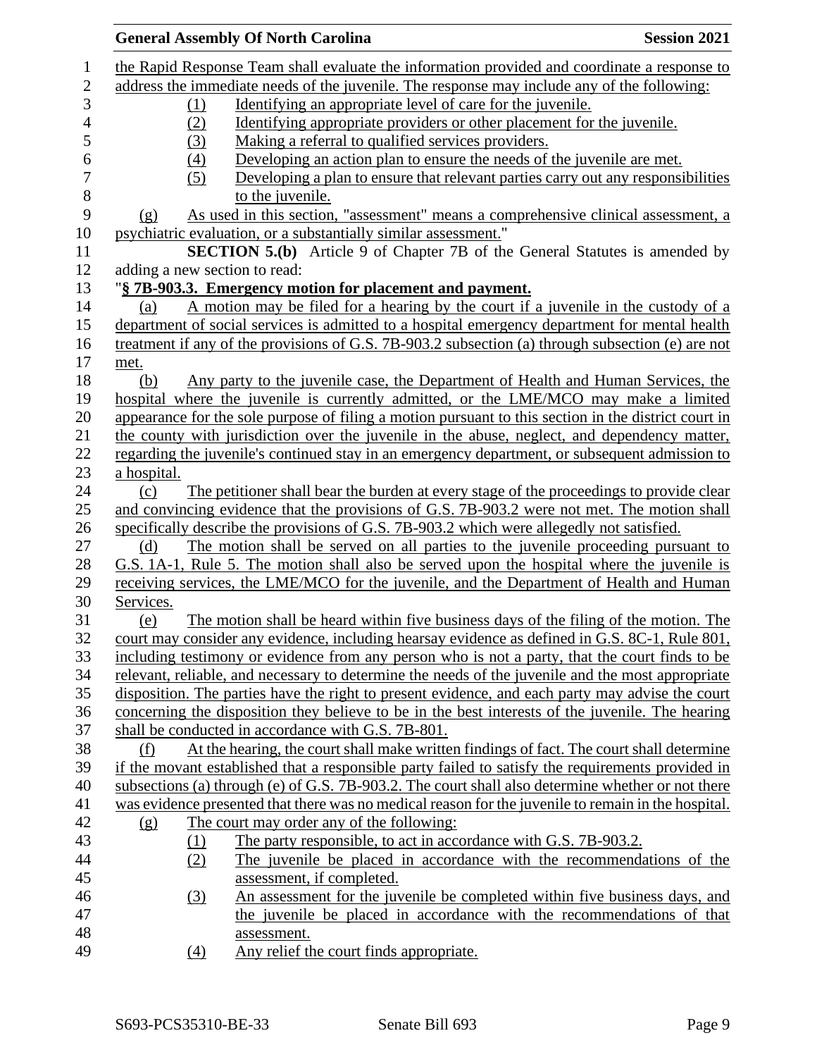the Rapid Response Team shall evaluate the information provided and coordinate a response to address the immediate needs of the juvenile. The response may include any of the following:

(1) Identifying an appropriate level of care for the juvenile.
(2) Identifying appropriate providers or other placement for the juvenile.
(3) Making a referral to qualified services providers.
(4) Developing an action plan to ensure the needs of the juvenile are met.
(5) Developing a plan to ensure that relevant parties carry out any responsibilities to the juvenile.

(g) As used in this section, "assessment" means a comprehensive clinical assessment, a psychiatric evaluation, or a substantially similar assessment."

**SECTION 5.(b)** Article 9 of Chapter 7B of the General Statutes is amended by adding a new section to read:

"**§ 7B-903.3. Emergency motion for placement and payment.**

(a) A motion may be filed for a hearing by the court if a juvenile in the custody of a department of social services is admitted to a hospital emergency department for mental health treatment if any of the provisions of G.S. 7B-903.2 subsection (a) through subsection (e) are not met.

(b) Any party to the juvenile case, the Department of Health and Human Services, the hospital where the juvenile is currently admitted, or the LME/MCO may make a limited appearance for the sole purpose of filing a motion pursuant to this section in the district court in the county with jurisdiction over the juvenile in the abuse, neglect, and dependency matter, regarding the juvenile's continued stay in an emergency department, or subsequent admission to a hospital.

(c) The petitioner shall bear the burden at every stage of the proceedings to provide clear and convincing evidence that the provisions of G.S. 7B-903.2 were not met. The motion shall specifically describe the provisions of G.S. 7B-903.2 which were allegedly not satisfied.

(d) The motion shall be served on all parties to the juvenile proceeding pursuant to G.S. 1A-1, Rule 5. The motion shall also be served upon the hospital where the juvenile is receiving services, the LME/MCO for the juvenile, and the Department of Health and Human Services.

(e) The motion shall be heard within five business days of the filing of the motion. The court may consider any evidence, including hearsay evidence as defined in G.S. 8C-1, Rule 801, including testimony or evidence from any person who is not a party, that the court finds to be relevant, reliable, and necessary to determine the needs of the juvenile and the most appropriate disposition. The parties have the right to present evidence, and each party may advise the court concerning the disposition they believe to be in the best interests of the juvenile. The hearing shall be conducted in accordance with G.S. 7B-801.

(f) At the hearing, the court shall make written findings of fact. The court shall determine if the movant established that a responsible party failed to satisfy the requirements provided in subsections (a) through (e) of G.S. 7B-903.2. The court shall also determine whether or not there was evidence presented that there was no medical reason for the juvenile to remain in the hospital.

(g) The court may order any of the following:

(1) The party responsible, to act in accordance with G.S. 7B-903.2.
(2) The juvenile be placed in accordance with the recommendations of the assessment, if completed.
(3) An assessment for the juvenile be completed within five business days, and the juvenile be placed in accordance with the recommendations of that assessment.
(4) Any relief the court finds appropriate.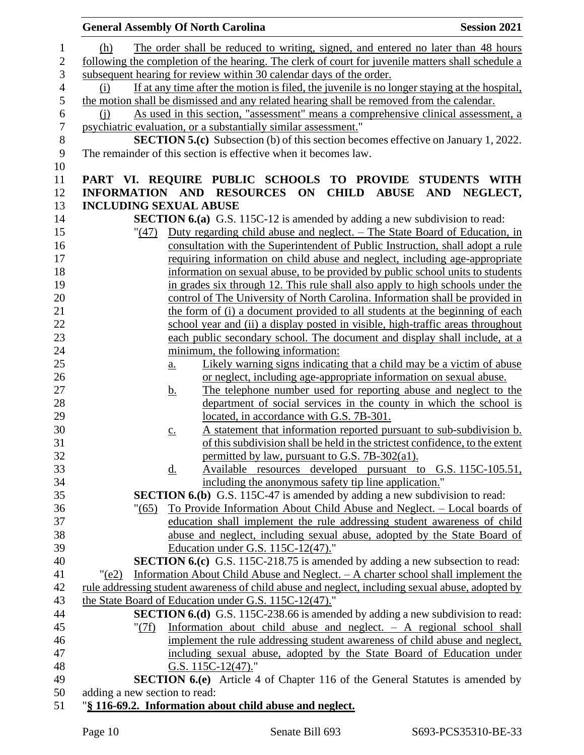(h) The order shall be reduced to writing, signed, and entered no later than 48 hours following the completion of the hearing. The clerk of court for juvenile matters shall schedule a subsequent hearing for review within 30 calendar days of the order.

(i) If at any time after the motion is filed, the juvenile is no longer staying at the hospital, the motion shall be dismissed and any related hearing shall be removed from the calendar.

(j) As used in this section, "assessment" means a comprehensive clinical assessment, a psychiatric evaluation, or a substantially similar assessment."

**SECTION 5.(c)** Subsection (b) of this section becomes effective on January 1, 2022. The remainder of this section is effective when it becomes law.

## PART VI. REQUIRE PUBLIC SCHOOLS TO PROVIDE STUDENTS WITH INFORMATION AND RESOURCES ON CHILD ABUSE AND NEGLECT, INCLUDING SEXUAL ABUSE

**SECTION 6.(a)** G.S. 115C-12 is amended by adding a new subdivision to read:

"(47) Duty regarding child abuse and neglect. – The State Board of Education, in consultation with the Superintendent of Public Instruction, shall adopt a rule requiring information on child abuse and neglect, including age-appropriate information on sexual abuse, to be provided by public school units to students in grades six through 12. This rule shall also apply to high schools under the control of The University of North Carolina. Information shall be provided in the form of (i) a document provided to all students at the beginning of each school year and (ii) a display posted in visible, high-traffic areas throughout each public secondary school. The document and display shall include, at a minimum, the following information:

a. Likely warning signs indicating that a child may be a victim of abuse or neglect, including age-appropriate information on sexual abuse.

b. The telephone number used for reporting abuse and neglect to the department of social services in the county in which the school is located, in accordance with G.S. 7B-301.

c. A statement that information reported pursuant to sub-subdivision b. of this subdivision shall be held in the strictest confidence, to the extent permitted by law, pursuant to G.S. 7B-302(a1).

d. Available resources developed pursuant to G.S. 115C-105.51, including the anonymous safety tip line application."

**SECTION 6.(b)** G.S. 115C-47 is amended by adding a new subdivision to read:

"(65) To Provide Information About Child Abuse and Neglect. – Local boards of education shall implement the rule addressing student awareness of child abuse and neglect, including sexual abuse, adopted by the State Board of Education under G.S. 115C-12(47)."

**SECTION 6.(c)** G.S. 115C-218.75 is amended by adding a new subsection to read:

"(e2) Information About Child Abuse and Neglect. – A charter school shall implement the rule addressing student awareness of child abuse and neglect, including sexual abuse, adopted by the State Board of Education under G.S. 115C-12(47)."

**SECTION 6.(d)** G.S. 115C-238.66 is amended by adding a new subdivision to read:

"(7f) Information about child abuse and neglect. – A regional school shall implement the rule addressing student awareness of child abuse and neglect, including sexual abuse, adopted by the State Board of Education under G.S. 115C-12(47)."

**SECTION 6.(e)** Article 4 of Chapter 116 of the General Statutes is amended by adding a new section to read:

"**§ 116-69.2. Information about child abuse and neglect.**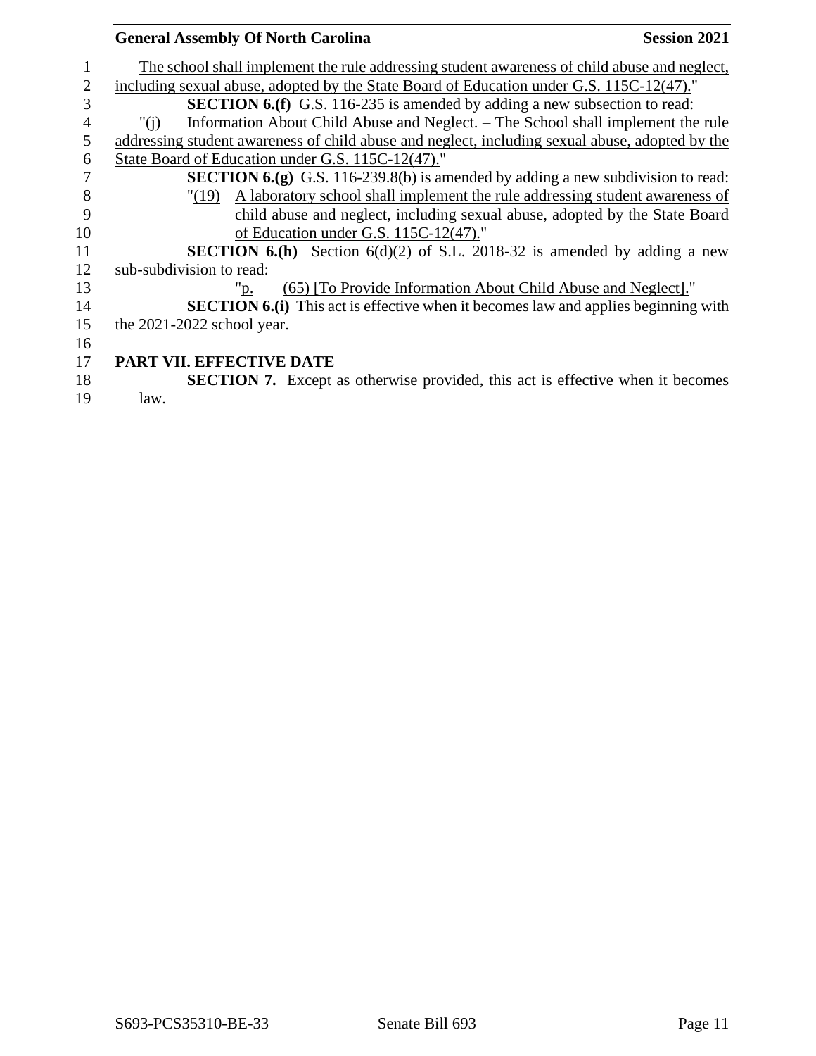The school shall implement the rule addressing student awareness of child abuse and neglect, including sexual abuse, adopted by the State Board of Education under G.S. 115C-12(47)."

**SECTION 6.(f)** G.S. 116-235 is amended by adding a new subsection to read:

"(j) Information About Child Abuse and Neglect. – The School shall implement the rule addressing student awareness of child abuse and neglect, including sexual abuse, adopted by the State Board of Education under G.S. 115C-12(47)."

**SECTION 6.(g)** G.S. 116-239.8(b) is amended by adding a new subdivision to read:

"(19) A laboratory school shall implement the rule addressing student awareness of child abuse and neglect, including sexual abuse, adopted by the State Board of Education under G.S. 115C-12(47)."

**SECTION 6.(h)** Section 6(d)(2) of S.L. 2018-32 is amended by adding a new sub-subdivision to read:

"p. (65) [To Provide Information About Child Abuse and Neglect]."

**SECTION 6.(i)** This act is effective when it becomes law and applies beginning with the 2021-2022 school year.

**PART VII. EFFECTIVE DATE**

**SECTION 7.** Except as otherwise provided, this act is effective when it becomes law.